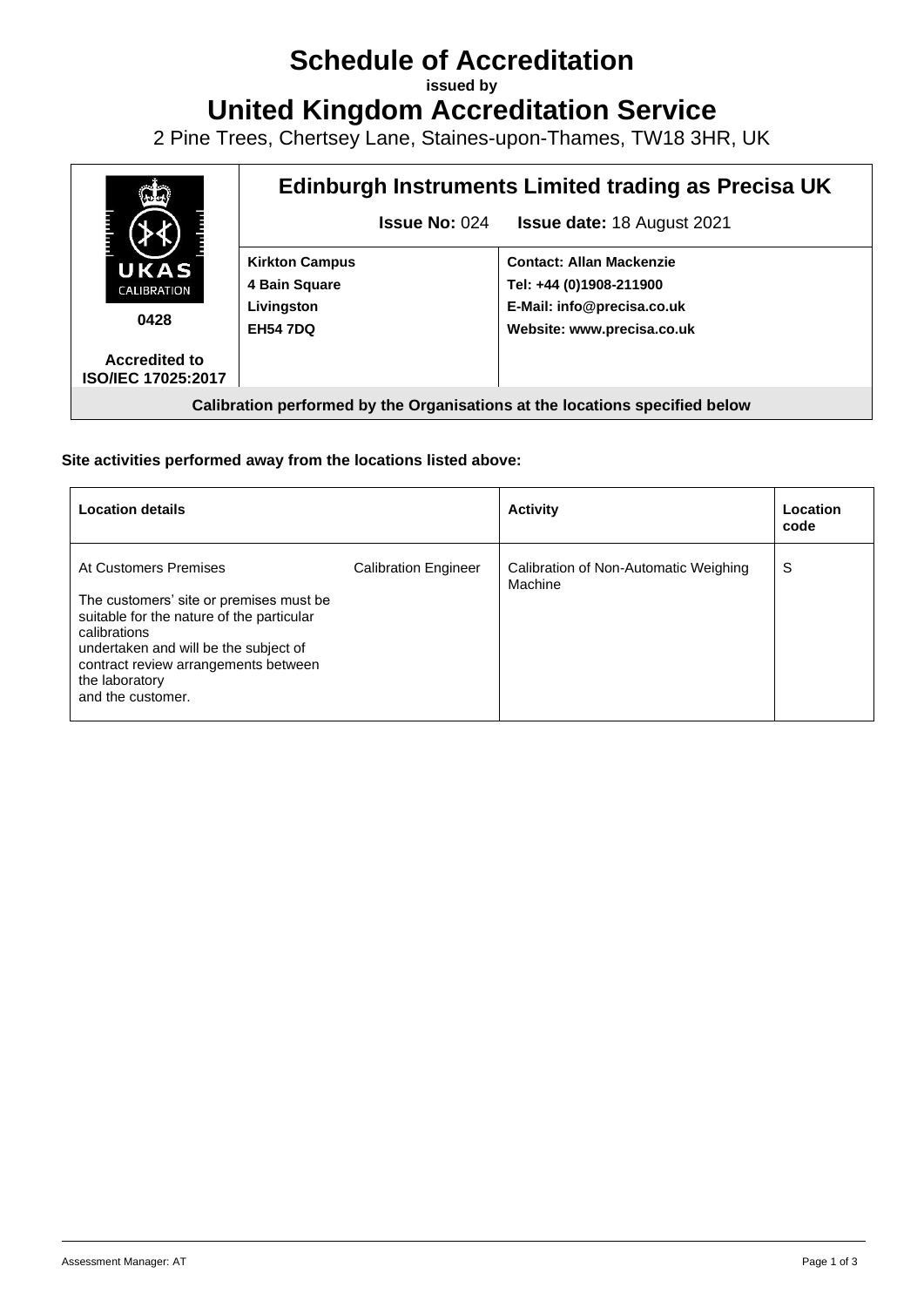# Schedule of Accreditation

**issued by**

# United Kingdom Accreditation Service

2 Pine Trees, Chertsey Lane, Staines-upon-Thames, TW18 3HR, UK

| UKAS CALIBRATION 0428 Accredited to ISO/IEC 17025:2017 | **Edinburgh Instruments Limited trading as Precisa UK** | |
|---|---|---|
| | **Issue No:** 024 | **Issue date:** 18 August 2021 |
| | **Kirkton Campus**<br>**4 Bain Square**<br>**Livingston**<br>**EH54 7DQ** | **Contact: Allan Mackenzie**<br>**Tel: +44 (0)1908-211900**<br>**E-Mail: info@precisa.co.uk**<br>**Website: www.precisa.co.uk** |

**Calibration performed by the Organisations at the locations specified below**

**Site activities performed away from the locations listed above:**

| Location details | | Activity | Location code |
|---|---|---|---|
| At Customers Premises<br><br>The customers' site or premises must be suitable for the nature of the particular calibrations undertaken and will be the subject of contract review arrangements between the laboratory and the customer. | Calibration Engineer | Calibration of Non-Automatic Weighing Machine | S |

Assessment Manager: AT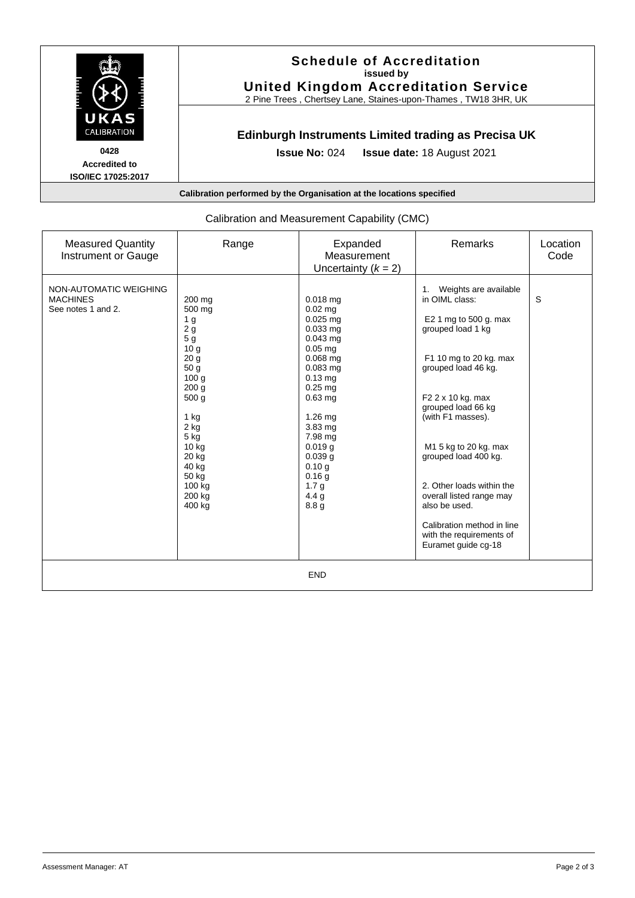**Schedule of Accreditation**
**issued by**
**United Kingdom Accreditation Service**
2 Pine Trees , Chertsey Lane, Staines-upon-Thames , TW18 3HR, UK

UKAS CALIBRATION

**0428**
**Accredited to**
**ISO/IEC 17025:2017**

## Edinburgh Instruments Limited trading as Precisa UK

**Issue No:** 024 **Issue date:** 18 August 2021

**Calibration performed by the Organisation at the locations specified**

Calibration and Measurement Capability (CMC)

| Measured Quantity Instrument or Gauge | Range | Expanded Measurement Uncertainty ($k$ = 2) | Remarks | Location Code |
|---|---|---|---|---|
| NON-AUTOMATIC WEIGHING MACHINES See notes 1 and 2. | 200 mg | 0.018 mg | 1. Weights are available in OIML class: | S |
| | 500 mg | 0.02 mg | | |
| | 1 g | 0.025 mg | E2 1 mg to 500 g. max grouped load 1 kg | |
| | 2 g | 0.033 mg | | |
| | 5 g | 0.043 mg | | |
| | 10 g | 0.05 mg | | |
| | 20 g | 0.068 mg | F1 10 mg to 20 kg. max grouped load 46 kg. | |
| | 50 g | 0.083 mg | | |
| | 100 g | 0.13 mg | | |
| | 200 g | 0.25 mg | | |
| | 500 g | 0.63 mg | F2 2 x 10 kg. max grouped load 66 kg (with F1 masses). | |
| | 1 kg | 1.26 mg | | |
| | 2 kg | 3.83 mg | | |
| | 5 kg | 7.98 mg | | |
| | 10 kg | 0.019 g | M1 5 kg to 20 kg. max grouped load 400 kg. | |
| | 20 kg | 0.039 g | | |
| | 40 kg | 0.10 g | | |
| | 50 kg | 0.16 g | | |
| | 100 kg | 1.7 g | 2. Other loads within the overall listed range may also be used. | |
| | 200 kg | 4.4 g | | |
| | 400 kg | 8.8 g | | |
| | | | Calibration method in line with the requirements of Euramet guide cg-18 | |

END

Assessment Manager: AT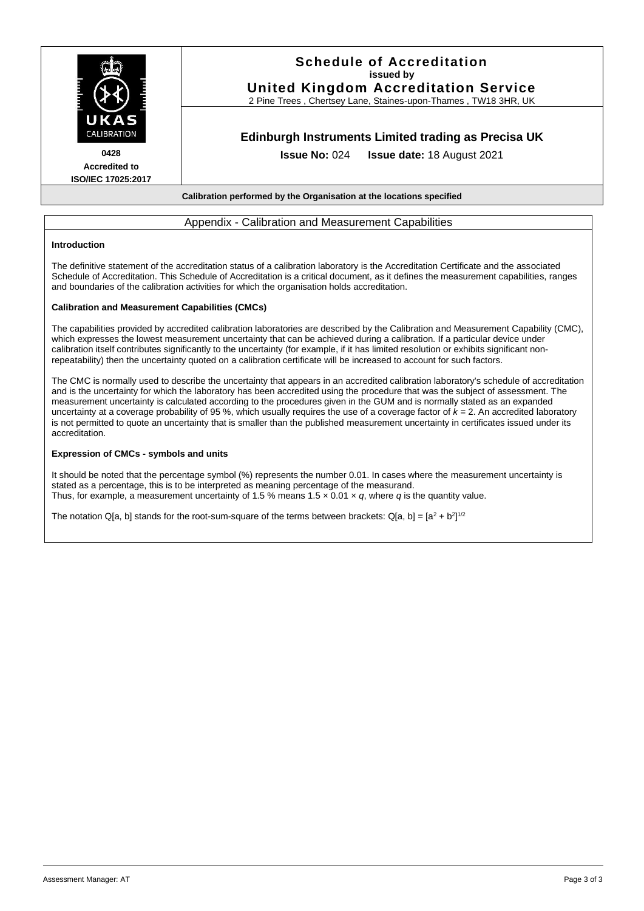# Schedule of Accreditation
**issued by**
**United Kingdom Accreditation Service**
2 Pine Trees , Chertsey Lane, Staines-upon-Thames , TW18 3HR, UK

UKAS CALIBRATION

**0428**
**Accredited to**
**ISO/IEC 17025:2017**

## Edinburgh Instruments Limited trading as Precisa UK

**Issue No:** 024 **Issue date:** 18 August 2021

**Calibration performed by the Organisation at the locations specified**

## Appendix - Calibration and Measurement Capabilities

### Introduction

The definitive statement of the accreditation status of a calibration laboratory is the Accreditation Certificate and the associated Schedule of Accreditation. This Schedule of Accreditation is a critical document, as it defines the measurement capabilities, ranges and boundaries of the calibration activities for which the organisation holds accreditation.

### Calibration and Measurement Capabilities (CMCs)

The capabilities provided by accredited calibration laboratories are described by the Calibration and Measurement Capability (CMC), which expresses the lowest measurement uncertainty that can be achieved during a calibration. If a particular device under calibration itself contributes significantly to the uncertainty (for example, if it has limited resolution or exhibits significant non-repeatability) then the uncertainty quoted on a calibration certificate will be increased to account for such factors.

The CMC is normally used to describe the uncertainty that appears in an accredited calibration laboratory's schedule of accreditation and is the uncertainty for which the laboratory has been accredited using the procedure that was the subject of assessment. The measurement uncertainty is calculated according to the procedures given in the GUM and is normally stated as an expanded uncertainty at a coverage probability of 95 %, which usually requires the use of a coverage factor of $k = 2$. An accredited laboratory is not permitted to quote an uncertainty that is smaller than the published measurement uncertainty in certificates issued under its accreditation.

### Expression of CMCs - symbols and units

It should be noted that the percentage symbol (%) represents the number 0.01. In cases where the measurement uncertainty is stated as a percentage, this is to be interpreted as meaning percentage of the measurand.
Thus, for example, a measurement uncertainty of 1.5 % means $1.5 \times 0.01 \times q$, where $q$ is the quantity value.

The notation Q[a, b] stands for the root-sum-square of the terms between brackets: $Q[a, b] = [a^2 + b^2]^{1/2}$

Assessment Manager: AT